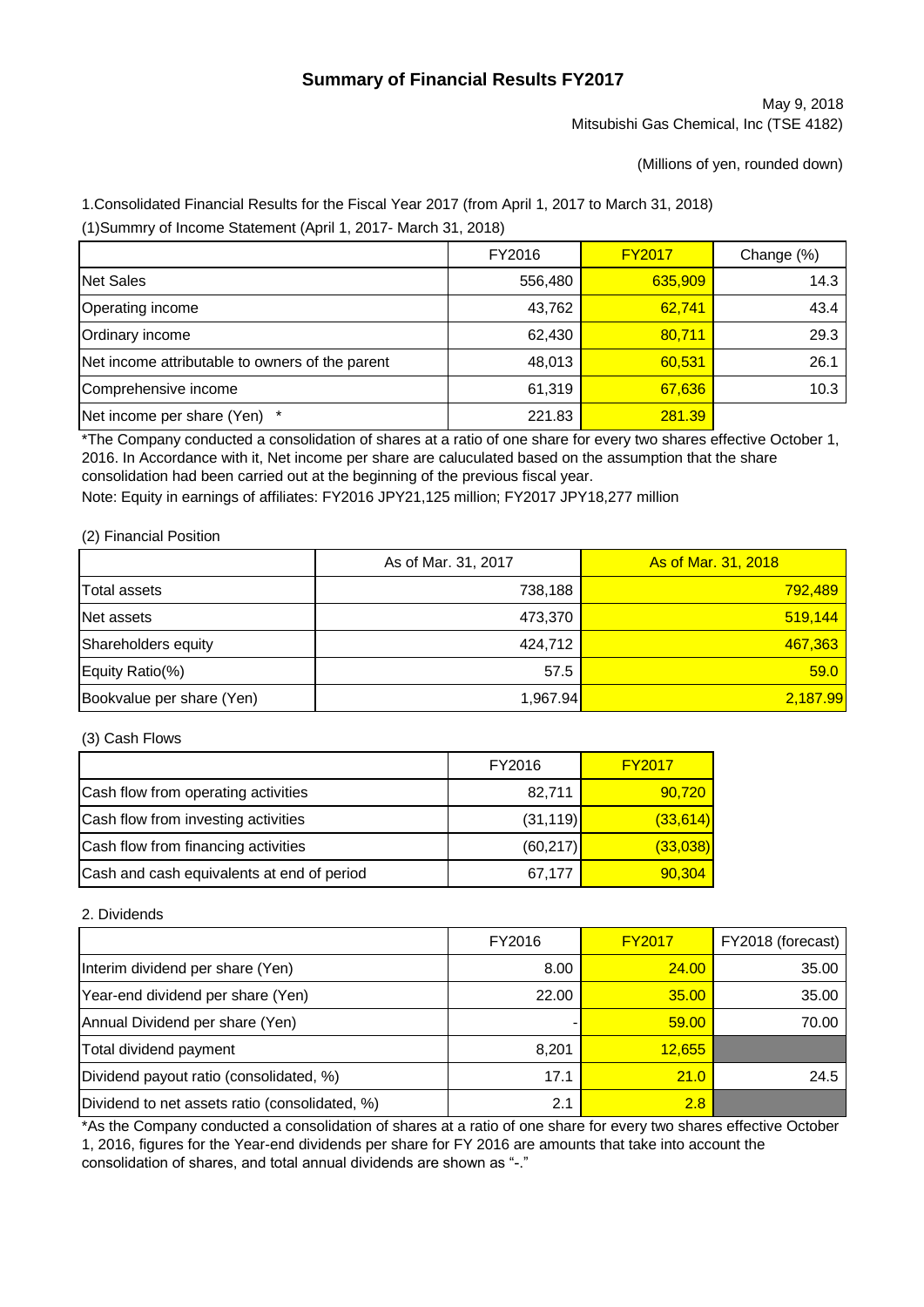# Summary of Financial Results FY2017

May 9, 2018
Mitsubishi Gas Chemical, Inc (TSE 4182)

(Millions of yen, rounded down)

1.Consolidated Financial Results for the Fiscal Year 2017 (from April 1, 2017 to March 31, 2018)

(1)Summry of Income Statement (April 1, 2017- March 31, 2018)

| | FY2016 | FY2017 | Change (%) |
|---|---|---|---|
| Net Sales | 556,480 | 635,909 | 14.3 |
| Operating income | 43,762 | 62,741 | 43.4 |
| Ordinary income | 62,430 | 80,711 | 29.3 |
| Net income attributable to owners of the parent | 48,013 | 60,531 | 26.1 |
| Comprehensive income | 61,319 | 67,636 | 10.3 |
| Net income per share (Yen) * | 221.83 | 281.39 | |

*The Company conducted a consolidation of shares at a ratio of one share for every two shares effective October 1, 2016. In Accordance with it, Net income per share are caluculated based on the assumption that the share consolidation had been carried out at the beginning of the previous fiscal year.

Note: Equity in earnings of affiliates: FY2016 JPY21,125 million; FY2017 JPY18,277 million

(2) Financial Position

| | As of Mar. 31, 2017 | As of Mar. 31, 2018 |
|---|---|---|
| Total assets | 738,188 | 792,489 |
| Net assets | 473,370 | 519,144 |
| Shareholders equity | 424,712 | 467,363 |
| Equity Ratio(%) | 57.5 | 59.0 |
| Bookvalue per share (Yen) | 1,967.94 | 2,187.99 |

(3) Cash Flows

| | FY2016 | FY2017 |
|---|---|---|
| Cash flow from operating activities | 82,711 | 90,720 |
| Cash flow from investing activities | (31,119) | (33,614) |
| Cash flow from financing activities | (60,217) | (33,038) |
| Cash and cash equivalents at end of period | 67,177 | 90,304 |

2. Dividends

| | FY2016 | FY2017 | FY2018 (forecast) |
|---|---|---|---|
| Interim dividend per share (Yen) | 8.00 | 24.00 | 35.00 |
| Year-end dividend per share (Yen) | 22.00 | 35.00 | 35.00 |
| Annual Dividend per share (Yen) | - | 59.00 | 70.00 |
| Total dividend payment | 8,201 | 12,655 | |
| Dividend payout ratio (consolidated, %) | 17.1 | 21.0 | 24.5 |
| Dividend to net assets ratio (consolidated, %) | 2.1 | 2.8 | |

*As the Company conducted a consolidation of shares at a ratio of one share for every two shares effective October 1, 2016, figures for the Year-end dividends per share for FY 2016 are amounts that take into account the consolidation of shares, and total annual dividends are shown as "-."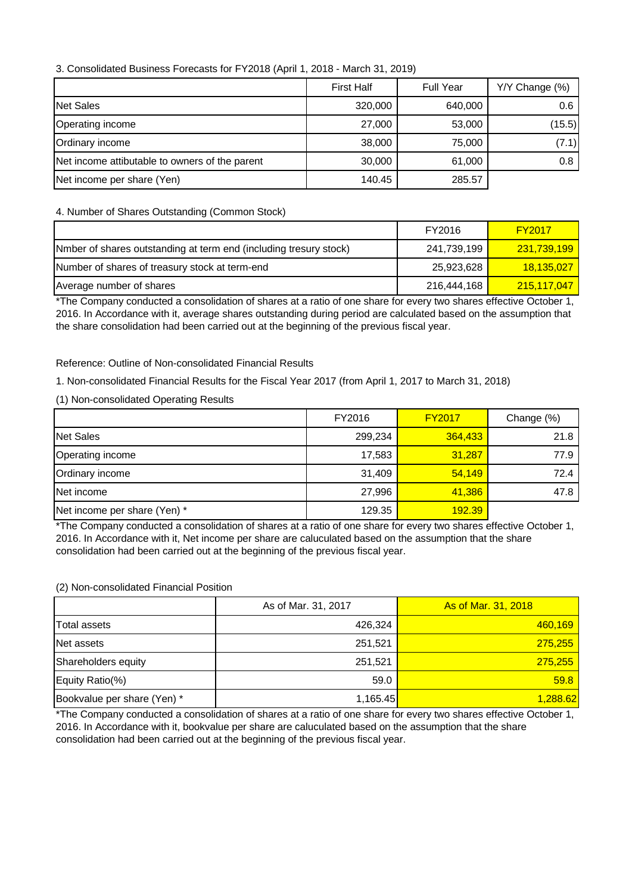3. Consolidated Business Forecasts for FY2018 (April 1, 2018 - March 31, 2019)

| | First Half | Full Year | Y/Y Change (%) |
|---|---|---|---|
| Net Sales | 320,000 | 640,000 | 0.6 |
| Operating income | 27,000 | 53,000 | (15.5) |
| Ordinary income | 38,000 | 75,000 | (7.1) |
| Net income attibutable to owners of the parent | 30,000 | 61,000 | 0.8 |
| Net income per share (Yen) | 140.45 | 285.57 | |

4. Number of Shares Outstanding (Common Stock)

| | FY2016 | FY2017 |
|---|---|---|
| Nmber of shares outstanding at term end (including tresury stock) | 241,739,199 | 231,739,199 |
| Number of shares of treasury stock at term-end | 25,923,628 | 18,135,027 |
| Average number of shares | 216,444,168 | 215,117,047 |

*The Company conducted a consolidation of shares at a ratio of one share for every two shares effective October 1, 2016. In Accordance with it, average shares outstanding during period are calculated based on the assumption that the share consolidation had been carried out at the beginning of the previous fiscal year.

Reference: Outline of Non-consolidated Financial Results

1. Non-consolidated Financial Results for the Fiscal Year 2017 (from April 1, 2017 to March 31, 2018)

(1) Non-consolidated Operating Results

| | FY2016 | FY2017 | Change (%) |
|---|---|---|---|
| Net Sales | 299,234 | 364,433 | 21.8 |
| Operating income | 17,583 | 31,287 | 77.9 |
| Ordinary income | 31,409 | 54,149 | 72.4 |
| Net income | 27,996 | 41,386 | 47.8 |
| Net income per share (Yen) * | 129.35 | 192.39 | |

*The Company conducted a consolidation of shares at a ratio of one share for every two shares effective October 1, 2016. In Accordance with it, Net income per share are caluculated based on the assumption that the share consolidation had been carried out at the beginning of the previous fiscal year.

(2) Non-consolidated Financial Position

| | As of Mar. 31, 2017 | As of Mar. 31, 2018 |
|---|---|---|
| Total assets | 426,324 | 460,169 |
| Net assets | 251,521 | 275,255 |
| Shareholders equity | 251,521 | 275,255 |
| Equity Ratio(%) | 59.0 | 59.8 |
| Bookvalue per share (Yen) * | 1,165.45 | 1,288.62 |

*The Company conducted a consolidation of shares at a ratio of one share for every two shares effective October 1, 2016. In Accordance with it, bookvalue per share are caluculated based on the assumption that the share consolidation had been carried out at the beginning of the previous fiscal year.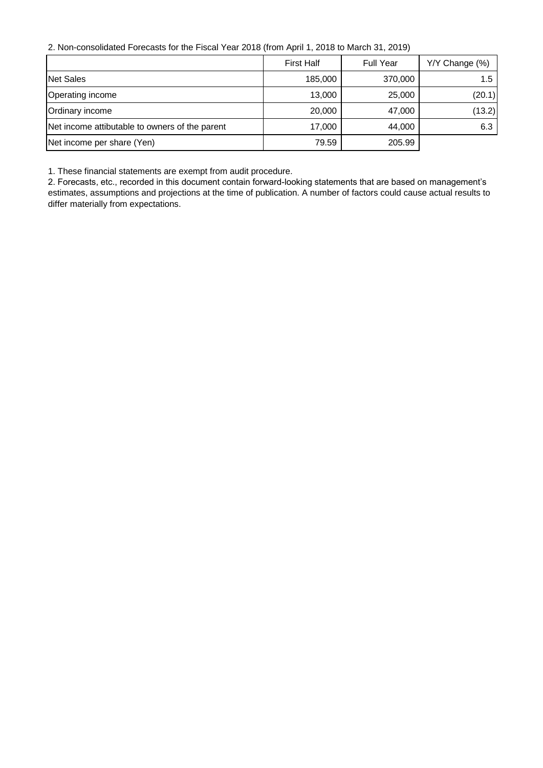2. Non-consolidated Forecasts for the Fiscal Year 2018 (from April 1, 2018 to March 31, 2019)

| | First Half | Full Year | Y/Y Change (%) |
|---|---|---|---|
| Net Sales | 185,000 | 370,000 | 1.5 |
| Operating income | 13,000 | 25,000 | (20.1) |
| Ordinary income | 20,000 | 47,000 | (13.2) |
| Net income attibutable to owners of the parent | 17,000 | 44,000 | 6.3 |
| Net income per share (Yen) | 79.59 | 205.99 | |

1. These financial statements are exempt from audit procedure.
2. Forecasts, etc., recorded in this document contain forward-looking statements that are based on management's estimates, assumptions and projections at the time of publication. A number of factors could cause actual results to differ materially from expectations.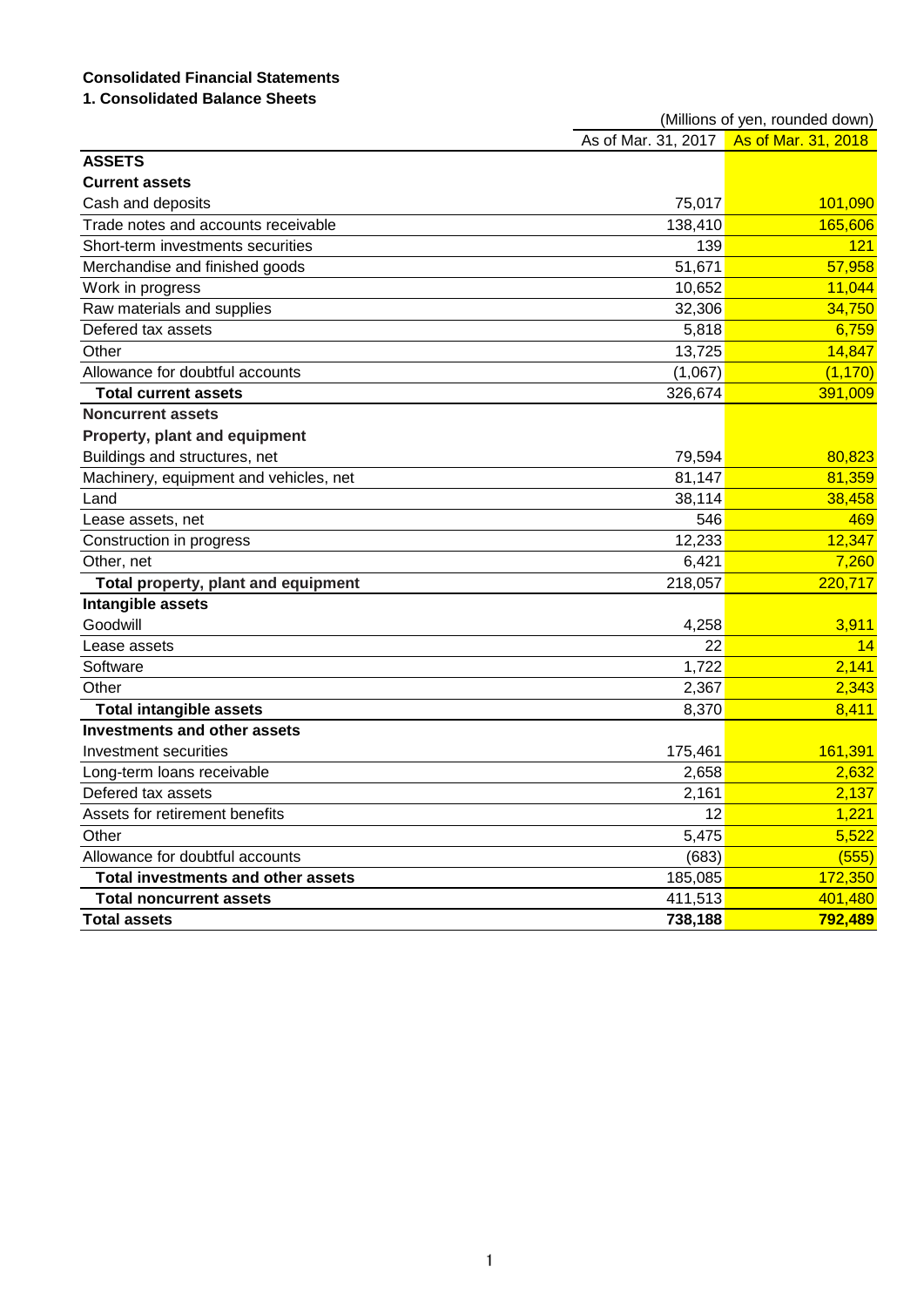## Consolidated Financial Statements

### 1. Consolidated Balance Sheets

(Millions of yen, rounded down)

| | As of Mar. 31, 2017 | As of Mar. 31, 2018 |
|---|---|---|
| **ASSETS** | | |
| **Current assets** | | |
| Cash and deposits | 75,017 | 101,090 |
| Trade notes and accounts receivable | 138,410 | 165,606 |
| Short-term investments securities | 139 | 121 |
| Merchandise and finished goods | 51,671 | 57,958 |
| Work in progress | 10,652 | 11,044 |
| Raw materials and supplies | 32,306 | 34,750 |
| Defered tax assets | 5,818 | 6,759 |
| Other | 13,725 | 14,847 |
| Allowance for doubtful accounts | (1,067) | (1,170) |
| **Total current assets** | 326,674 | 391,009 |
| **Noncurrent assets** | | |
| **Property, plant and equipment** | | |
| Buildings and structures, net | 79,594 | 80,823 |
| Machinery, equipment and vehicles, net | 81,147 | 81,359 |
| Land | 38,114 | 38,458 |
| Lease assets, net | 546 | 469 |
| Construction in progress | 12,233 | 12,347 |
| Other, net | 6,421 | 7,260 |
| **Total property, plant and equipment** | 218,057 | 220,717 |
| **Intangible assets** | | |
| Goodwill | 4,258 | 3,911 |
| Lease assets | 22 | 14 |
| Software | 1,722 | 2,141 |
| Other | 2,367 | 2,343 |
| **Total intangible assets** | 8,370 | 8,411 |
| **Investments and other assets** | | |
| Investment securities | 175,461 | 161,391 |
| Long-term loans receivable | 2,658 | 2,632 |
| Defered tax assets | 2,161 | 2,137 |
| Assets for retirement benefits | 12 | 1,221 |
| Other | 5,475 | 5,522 |
| Allowance for doubtful accounts | (683) | (555) |
| **Total investments and other assets** | 185,085 | 172,350 |
| **Total noncurrent assets** | 411,513 | 401,480 |
| **Total assets** | **738,188** | **792,489** |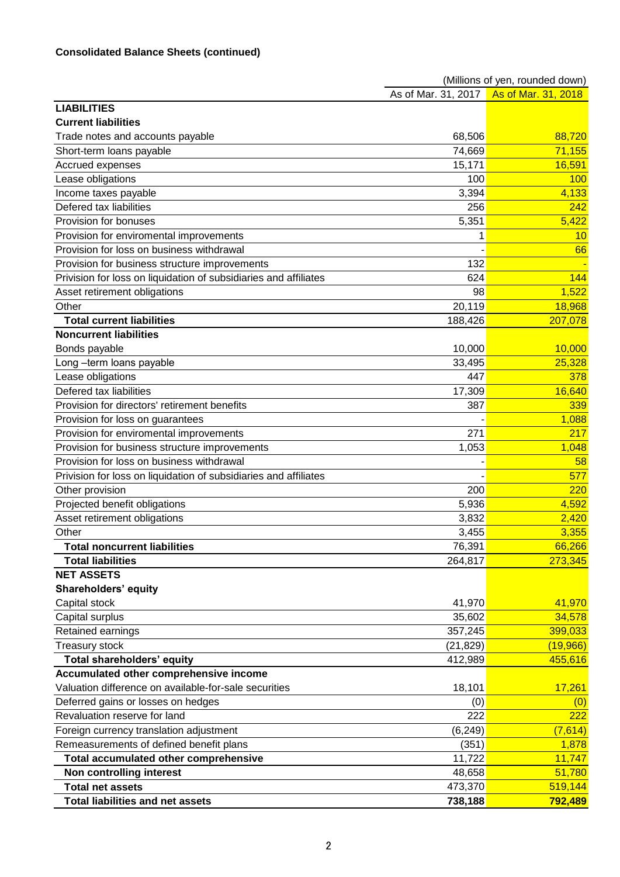**Consolidated Balance Sheets (continued)**

(Millions of yen, rounded down)

| | As of Mar. 31, 2017 | As of Mar. 31, 2018 |
|---|---|---|
| **LIABILITIES** | | |
| **Current liabilities** | | |
| Trade notes and accounts payable | 68,506 | 88,720 |
| Short-term loans payable | 74,669 | 71,155 |
| Accrued expenses | 15,171 | 16,591 |
| Lease obligations | 100 | 100 |
| Income taxes payable | 3,394 | 4,133 |
| Defered tax liabilities | 256 | 242 |
| Provision for bonuses | 5,351 | 5,422 |
| Provision for enviromental improvements | 1 | 10 |
| Provision for loss on business withdrawal | - | 66 |
| Provision for business structure improvements | 132 | - |
| Privision for loss on liquidation of subsidiaries and affiliates | 624 | 144 |
| Asset retirement obligations | 98 | 1,522 |
| Other | 20,119 | 18,968 |
| **Total current liabilities** | 188,426 | 207,078 |
| **Noncurrent liabilities** | | |
| Bonds payable | 10,000 | 10,000 |
| Long –term loans payable | 33,495 | 25,328 |
| Lease obligations | 447 | 378 |
| Defered tax liabilities | 17,309 | 16,640 |
| Provision for directors' retirement benefits | 387 | 339 |
| Provision for loss on guarantees | - | 1,088 |
| Provision for enviromental improvements | 271 | 217 |
| Provision for business structure improvements | 1,053 | 1,048 |
| Provision for loss on business withdrawal | - | 58 |
| Privision for loss on liquidation of subsidiaries and affiliates | - | 577 |
| Other provision | 200 | 220 |
| Projected benefit obligations | 5,936 | 4,592 |
| Asset retirement obligations | 3,832 | 2,420 |
| Other | 3,455 | 3,355 |
| **Total noncurrent liabilities** | 76,391 | 66,266 |
| **Total liabilities** | 264,817 | 273,345 |
| **NET ASSETS** | | |
| **Shareholders' equity** | | |
| Capital stock | 41,970 | 41,970 |
| Capital surplus | 35,602 | 34,578 |
| Retained earnings | 357,245 | 399,033 |
| Treasury stock | (21,829) | (19,966) |
| **Total shareholders' equity** | 412,989 | 455,616 |
| **Accumulated other comprehensive income** | | |
| Valuation difference on available-for-sale securities | 18,101 | 17,261 |
| Deferred gains or losses on hedges | (0) | (0) |
| Revaluation reserve for land | 222 | 222 |
| Foreign currency translation adjustment | (6,249) | (7,614) |
| Remeasurements of defined benefit plans | (351) | 1,878 |
| **Total accumulated other comprehensive** | 11,722 | 11,747 |
| **Non controlling interest** | 48,658 | 51,780 |
| **Total net assets** | 473,370 | 519,144 |
| **Total liabilities and net assets** | **738,188** | **792,489** |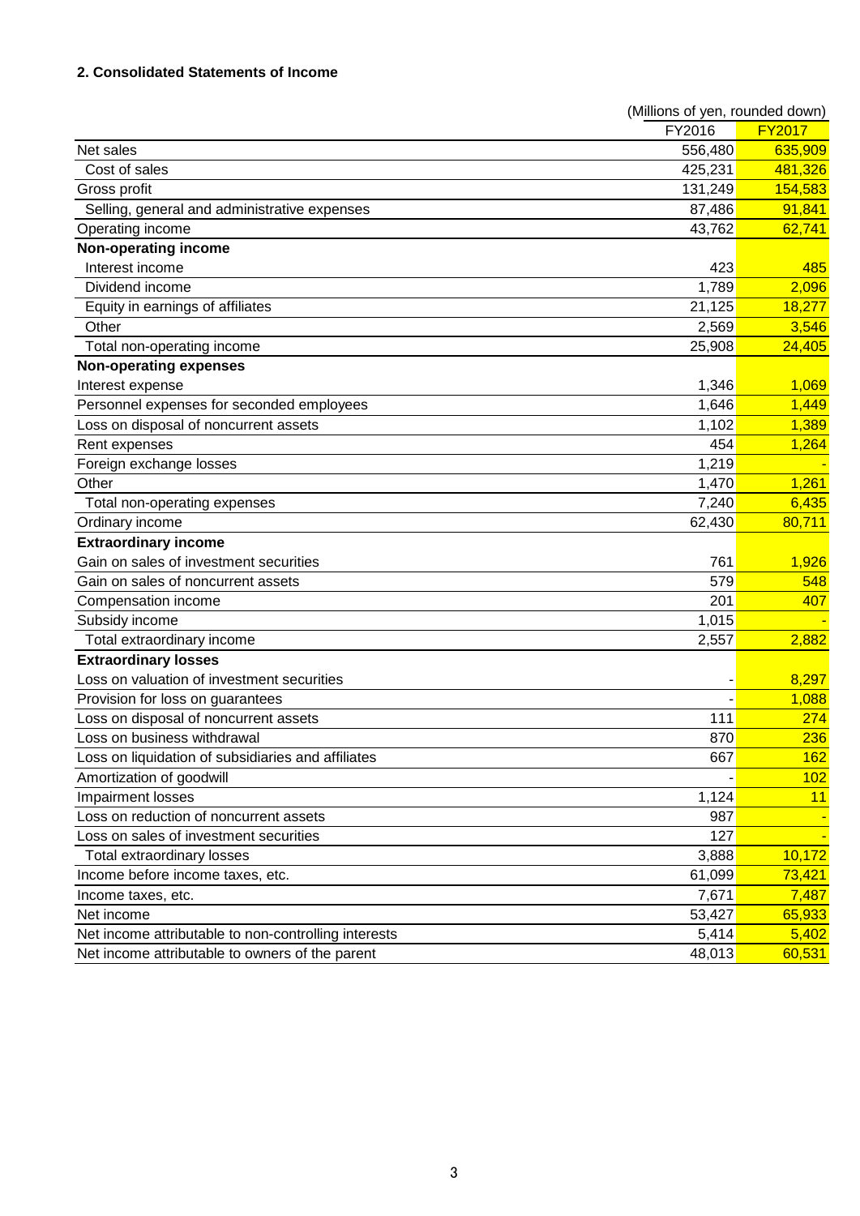### 2. Consolidated Statements of Income

(Millions of yen, rounded down)

| | FY2016 | FY2017 |
|---|---|---|
| Net sales | 556,480 | 635,909 |
| Cost of sales | 425,231 | 481,326 |
| Gross profit | 131,249 | 154,583 |
| Selling, general and administrative expenses | 87,486 | 91,841 |
| Operating income | 43,762 | 62,741 |
| **Non-operating income** | | |
| Interest income | 423 | 485 |
| Dividend income | 1,789 | 2,096 |
| Equity in earnings of affiliates | 21,125 | 18,277 |
| Other | 2,569 | 3,546 |
| Total non-operating income | 25,908 | 24,405 |
| **Non-operating expenses** | | |
| Interest expense | 1,346 | 1,069 |
| Personnel expenses for seconded employees | 1,646 | 1,449 |
| Loss on disposal of noncurrent assets | 1,102 | 1,389 |
| Rent expenses | 454 | 1,264 |
| Foreign exchange losses | 1,219 | - |
| Other | 1,470 | 1,261 |
| Total non-operating expenses | 7,240 | 6,435 |
| Ordinary income | 62,430 | 80,711 |
| **Extraordinary income** | | |
| Gain on sales of investment securities | 761 | 1,926 |
| Gain on sales of noncurrent assets | 579 | 548 |
| Compensation income | 201 | 407 |
| Subsidy income | 1,015 | - |
| Total extraordinary income | 2,557 | 2,882 |
| **Extraordinary losses** | | |
| Loss on valuation of investment securities | - | 8,297 |
| Provision for loss on guarantees | - | 1,088 |
| Loss on disposal of noncurrent assets | 111 | 274 |
| Loss on business withdrawal | 870 | 236 |
| Loss on liquidation of subsidiaries and affiliates | 667 | 162 |
| Amortization of goodwill | - | 102 |
| Impairment losses | 1,124 | 11 |
| Loss on reduction of noncurrent assets | 987 | - |
| Loss on sales of investment securities | 127 | - |
| Total extraordinary losses | 3,888 | 10,172 |
| Income before income taxes, etc. | 61,099 | 73,421 |
| Income taxes, etc. | 7,671 | 7,487 |
| Net income | 53,427 | 65,933 |
| Net income attributable to non-controlling interests | 5,414 | 5,402 |
| Net income attributable to owners of the parent | 48,013 | 60,531 |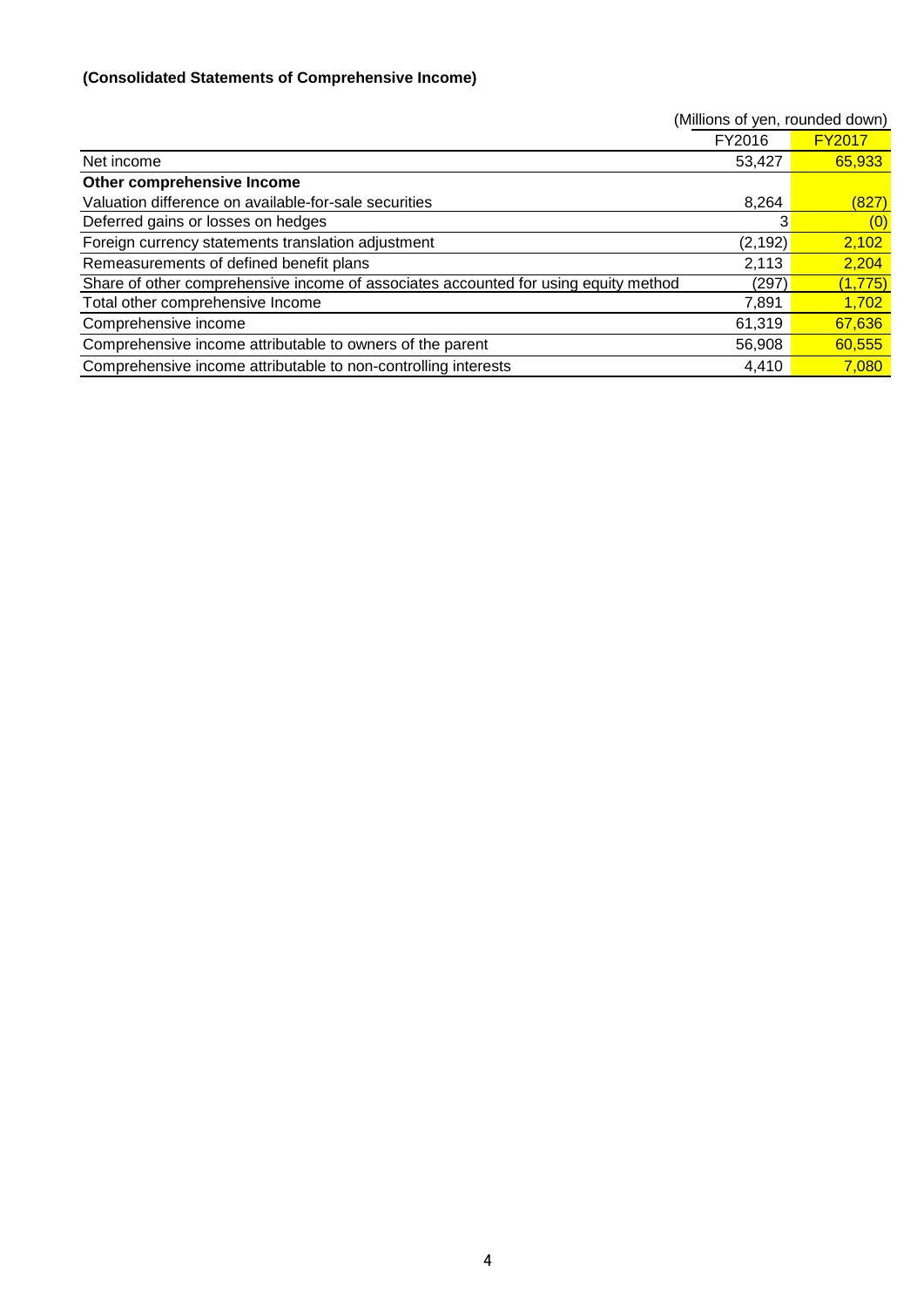**(Consolidated Statements of Comprehensive Income)**

(Millions of yen, rounded down)

| | FY2016 | FY2017 |
|---|---|---|
| Net income | 53,427 | 65,933 |
| **Other comprehensive Income** | | |
| Valuation difference on available-for-sale securities | 8,264 | (827) |
| Deferred gains or losses on hedges | 3 | (0) |
| Foreign currency statements translation adjustment | (2,192) | 2,102 |
| Remeasurements of defined benefit plans | 2,113 | 2,204 |
| Share of other comprehensive income of associates accounted for using equity method | (297) | (1,775) |
| Total other comprehensive Income | 7,891 | 1,702 |
| Comprehensive income | 61,319 | 67,636 |
| Comprehensive income attributable to owners of the parent | 56,908 | 60,555 |
| Comprehensive income attributable to non-controlling interests | 4,410 | 7,080 |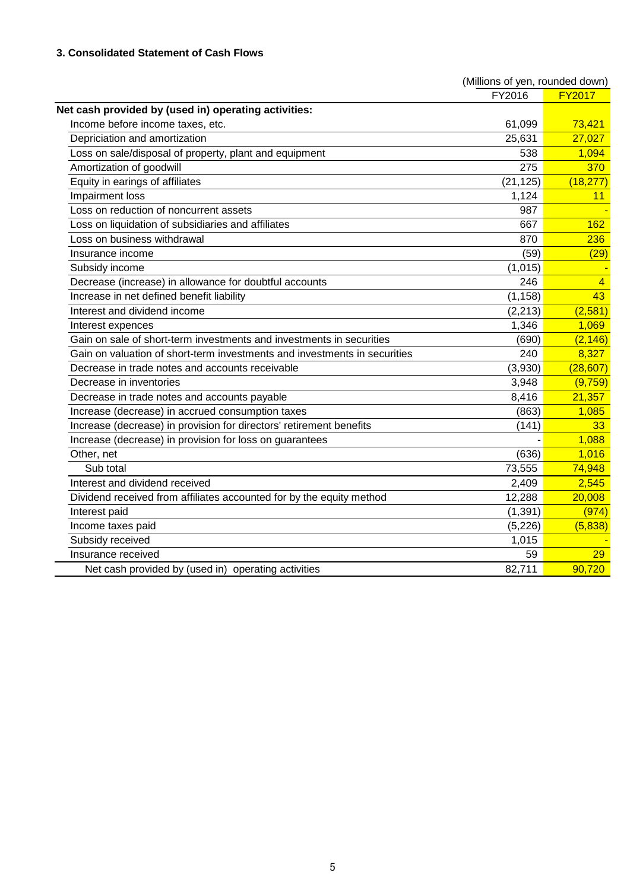### 3. Consolidated Statement of Cash Flows

(Millions of yen, rounded down)

| | FY2016 | FY2017 |
|---|---|---|
| **Net cash provided by (used in) operating activities:** | | |
| Income before income taxes, etc. | 61,099 | 73,421 |
| Depriciation and amortization | 25,631 | 27,027 |
| Loss on sale/disposal of property, plant and equipment | 538 | 1,094 |
| Amortization of goodwill | 275 | 370 |
| Equity in earings of affiliates | (21,125) | (18,277) |
| Impairment loss | 1,124 | 11 |
| Loss on reduction of noncurrent assets | 987 | - |
| Loss on liquidation of subsidiaries and affiliates | 667 | 162 |
| Loss on business withdrawal | 870 | 236 |
| Insurance income | (59) | (29) |
| Subsidy income | (1,015) | - |
| Decrease (increase) in allowance for doubtful accounts | 246 | 4 |
| Increase in net defined benefit liability | (1,158) | 43 |
| Interest and dividend income | (2,213) | (2,581) |
| Interest expences | 1,346 | 1,069 |
| Gain on sale of short-term investments and investments in securities | (690) | (2,146) |
| Gain on valuation of short-term investments and investments in securities | 240 | 8,327 |
| Decrease in trade notes and accounts receivable | (3,930) | (28,607) |
| Decrease in inventories | 3,948 | (9,759) |
| Decrease in trade notes and accounts payable | 8,416 | 21,357 |
| Increase (decrease) in accrued consumption taxes | (863) | 1,085 |
| Increase (decrease) in provision for directors' retirement benefits | (141) | 33 |
| Increase (decrease) in provision for loss on guarantees | - | 1,088 |
| Other, net | (636) | 1,016 |
| Sub total | 73,555 | 74,948 |
| Interest and dividend received | 2,409 | 2,545 |
| Dividend received from affiliates accounted for by the equity method | 12,288 | 20,008 |
| Interest paid | (1,391) | (974) |
| Income taxes paid | (5,226) | (5,838) |
| Subsidy received | 1,015 | - |
| Insurance received | 59 | 29 |
| Net cash provided by (used in) operating activities | 82,711 | 90,720 |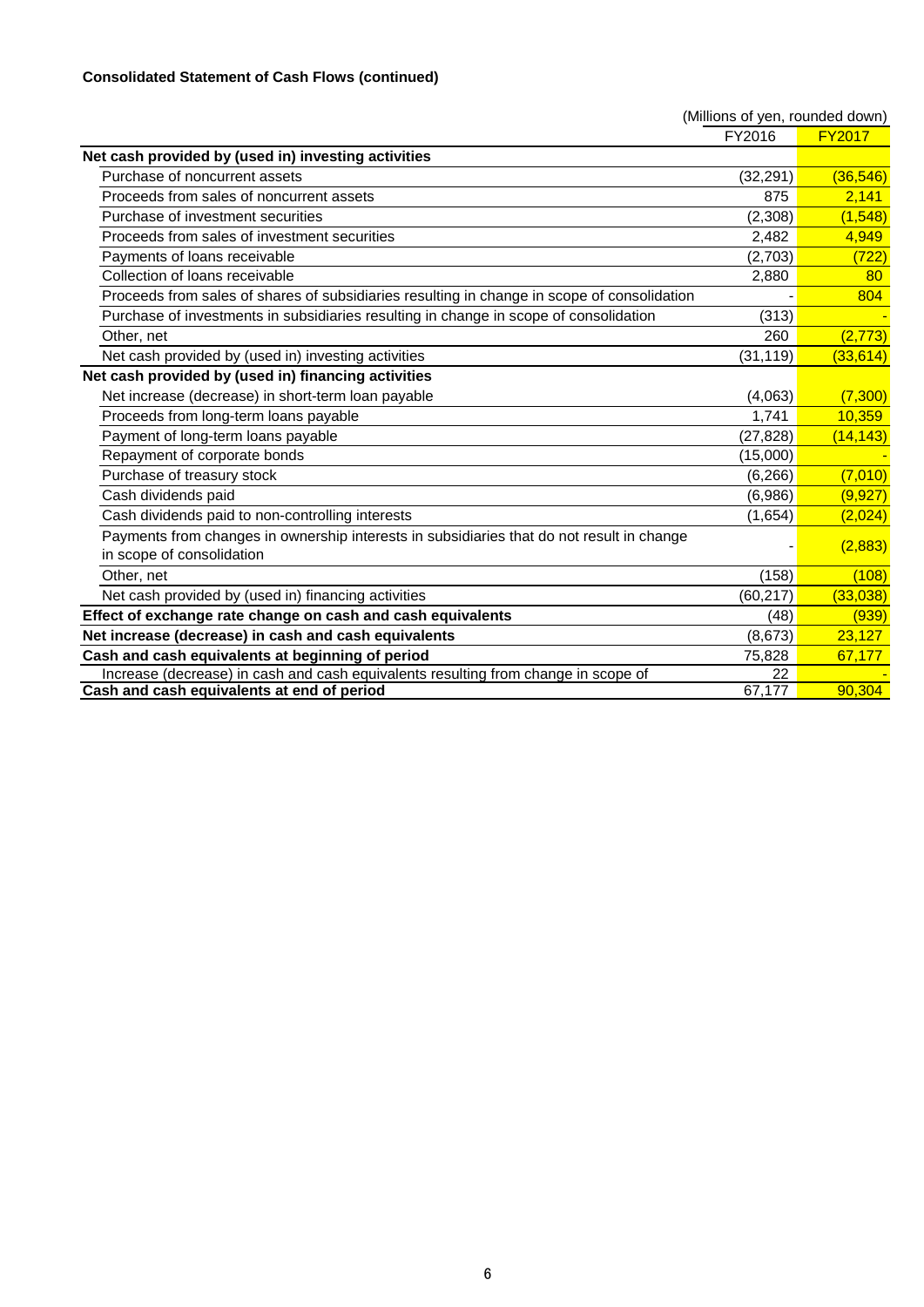**Consolidated Statement of Cash Flows (continued)**

(Millions of yen, rounded down)

| | FY2016 | FY2017 |
|---|---|---|
| **Net cash provided by (used in) investing activities** | | |
| Purchase of noncurrent assets | (32,291) | (36,546) |
| Proceeds from sales of noncurrent assets | 875 | 2,141 |
| Purchase of investment securities | (2,308) | (1,548) |
| Proceeds from sales of investment securities | 2,482 | 4,949 |
| Payments of loans receivable | (2,703) | (722) |
| Collection of loans receivable | 2,880 | 80 |
| Proceeds from sales of shares of subsidiaries resulting in change in scope of consolidation | - | 804 |
| Purchase of investments in subsidiaries resulting in change in scope of consolidation | (313) | - |
| Other, net | 260 | (2,773) |
| Net cash provided by (used in) investing activities | (31,119) | (33,614) |
| **Net cash provided by (used in) financing activities** | | |
| Net increase (decrease) in short-term loan payable | (4,063) | (7,300) |
| Proceeds from long-term loans payable | 1,741 | 10,359 |
| Payment of long-term loans payable | (27,828) | (14,143) |
| Repayment of corporate bonds | (15,000) | - |
| Purchase of treasury stock | (6,266) | (7,010) |
| Cash dividends paid | (6,986) | (9,927) |
| Cash dividends paid to non-controlling interests | (1,654) | (2,024) |
| Payments from changes in ownership interests in subsidiaries that do not result in change in scope of consolidation | - | (2,883) |
| Other, net | (158) | (108) |
| Net cash provided by (used in) financing activities | (60,217) | (33,038) |
| **Effect of exchange rate change on cash and cash equivalents** | (48) | (939) |
| **Net increase (decrease) in cash and cash equivalents** | (8,673) | 23,127 |
| **Cash and cash equivalents at beginning of period** | 75,828 | 67,177 |
| Increase (decrease) in cash and cash equivalents resulting from change in scope of | 22 | - |
| **Cash and cash equivalents at end of period** | 67,177 | 90,304 |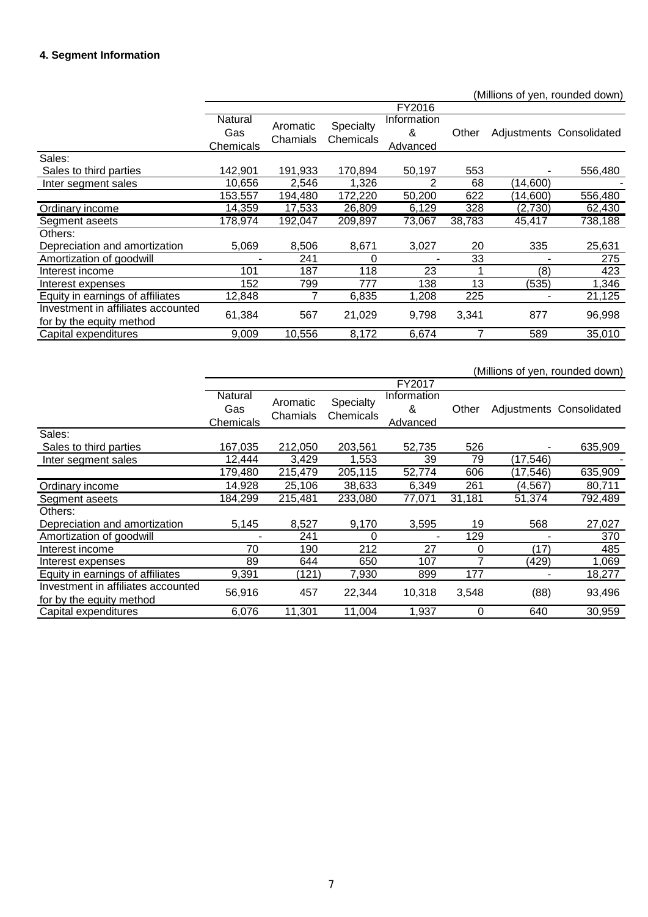#### 4. Segment Information

(Millions of yen, rounded down)

| | FY2016 | | | | | | |
|---|---|---|---|---|---|---|---|
| | Natural Gas Chemicals | Aromatic Chamials | Specialty Chemicals | Information & Advanced | Other | Adjustments | Consolidated |
| Sales: | | | | | | | |
| Sales to third parties | 142,901 | 191,933 | 170,894 | 50,197 | 553 | - | 556,480 |
| Inter segment sales | 10,656 | 2,546 | 1,326 | 2 | 68 | (14,600) | - |
| | 153,557 | 194,480 | 172,220 | 50,200 | 622 | (14,600) | 556,480 |
| Ordinary income | 14,359 | 17,533 | 26,809 | 6,129 | 328 | (2,730) | 62,430 |
| Segment aseets | 178,974 | 192,047 | 209,897 | 73,067 | 38,783 | 45,417 | 738,188 |
| Others: | | | | | | | |
| Depreciation and amortization | 5,069 | 8,506 | 8,671 | 3,027 | 20 | 335 | 25,631 |
| Amortization of goodwill | - | 241 | 0 | - | 33 | - | 275 |
| Interest income | 101 | 187 | 118 | 23 | 1 | (8) | 423 |
| Interest expenses | 152 | 799 | 777 | 138 | 13 | (535) | 1,346 |
| Equity in earnings of affiliates | 12,848 | 7 | 6,835 | 1,208 | 225 | - | 21,125 |
| Investment in affiliates accounted for by the equity method | 61,384 | 567 | 21,029 | 9,798 | 3,341 | 877 | 96,998 |
| Capital expenditures | 9,009 | 10,556 | 8,172 | 6,674 | 7 | 589 | 35,010 |

(Millions of yen, rounded down)

| | FY2017 | | | | | | |
|---|---|---|---|---|---|---|---|
| | Natural Gas Chemicals | Aromatic Chamials | Specialty Chemicals | Information & Advanced | Other | Adjustments | Consolidated |
| Sales: | | | | | | | |
| Sales to third parties | 167,035 | 212,050 | 203,561 | 52,735 | 526 | - | 635,909 |
| Inter segment sales | 12,444 | 3,429 | 1,553 | 39 | 79 | (17,546) | - |
| | 179,480 | 215,479 | 205,115 | 52,774 | 606 | (17,546) | 635,909 |
| Ordinary income | 14,928 | 25,106 | 38,633 | 6,349 | 261 | (4,567) | 80,711 |
| Segment aseets | 184,299 | 215,481 | 233,080 | 77,071 | 31,181 | 51,374 | 792,489 |
| Others: | | | | | | | |
| Depreciation and amortization | 5,145 | 8,527 | 9,170 | 3,595 | 19 | 568 | 27,027 |
| Amortization of goodwill | - | 241 | 0 | - | 129 | - | 370 |
| Interest income | 70 | 190 | 212 | 27 | 0 | (17) | 485 |
| Interest expenses | 89 | 644 | 650 | 107 | 7 | (429) | 1,069 |
| Equity in earnings of affiliates | 9,391 | (121) | 7,930 | 899 | 177 | - | 18,277 |
| Investment in affiliates accounted for by the equity method | 56,916 | 457 | 22,344 | 10,318 | 3,548 | (88) | 93,496 |
| Capital expenditures | 6,076 | 11,301 | 11,004 | 1,937 | 0 | 640 | 30,959 |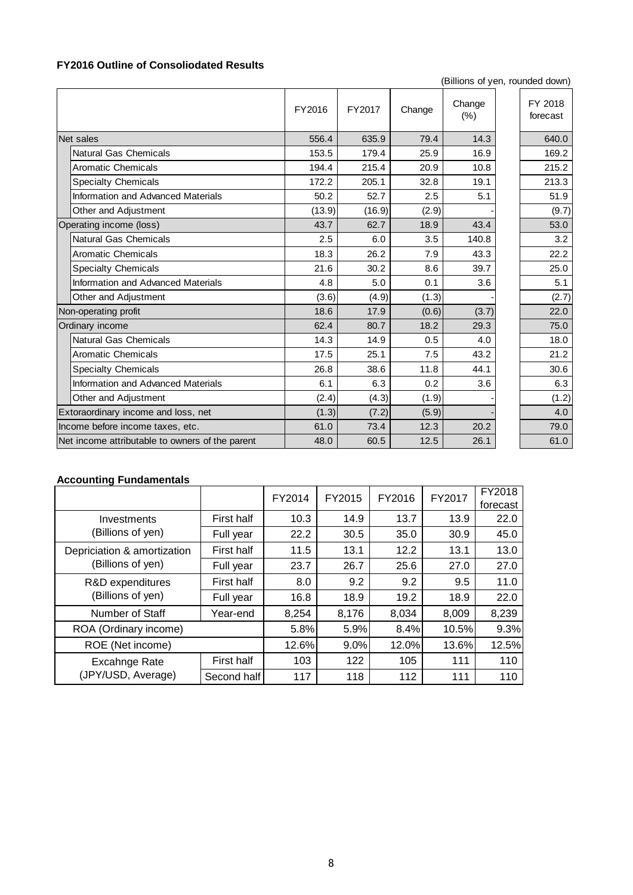### FY2016 Outline of Consoliodated Results

(Billions of yen, rounded down)

| | FY2016 | FY2017 | Change | Change (%) | FY 2018 forecast |
|---|---|---|---|---|---|
| Net sales | 556.4 | 635.9 | 79.4 | 14.3 | 640.0 |
| Natural Gas Chemicals | 153.5 | 179.4 | 25.9 | 16.9 | 169.2 |
| Aromatic Chemicals | 194.4 | 215.4 | 20.9 | 10.8 | 215.2 |
| Specialty Chemicals | 172.2 | 205.1 | 32.8 | 19.1 | 213.3 |
| Information and Advanced Materials | 50.2 | 52.7 | 2.5 | 5.1 | 51.9 |
| Other and Adjustment | (13.9) | (16.9) | (2.9) | - | (9.7) |
| Operating income (loss) | 43.7 | 62.7 | 18.9 | 43.4 | 53.0 |
| Natural Gas Chemicals | 2.5 | 6.0 | 3.5 | 140.8 | 3.2 |
| Aromatic Chemicals | 18.3 | 26.2 | 7.9 | 43.3 | 22.2 |
| Specialty Chemicals | 21.6 | 30.2 | 8.6 | 39.7 | 25.0 |
| Information and Advanced Materials | 4.8 | 5.0 | 0.1 | 3.6 | 5.1 |
| Other and Adjustment | (3.6) | (4.9) | (1.3) | - | (2.7) |
| Non-operating profit | 18.6 | 17.9 | (0.6) | (3.7) | 22.0 |
| Ordinary income | 62.4 | 80.7 | 18.2 | 29.3 | 75.0 |
| Natural Gas Chemicals | 14.3 | 14.9 | 0.5 | 4.0 | 18.0 |
| Aromatic Chemicals | 17.5 | 25.1 | 7.5 | 43.2 | 21.2 |
| Specialty Chemicals | 26.8 | 38.6 | 11.8 | 44.1 | 30.6 |
| Information and Advanced Materials | 6.1 | 6.3 | 0.2 | 3.6 | 6.3 |
| Other and Adjustment | (2.4) | (4.3) | (1.9) | - | (1.2) |
| Extoraordinary income and loss, net | (1.3) | (7.2) | (5.9) | - | 4.0 |
| Income before income taxes, etc. | 61.0 | 73.4 | 12.3 | 20.2 | 79.0 |
| Net income attributable to owners of the parent | 48.0 | 60.5 | 12.5 | 26.1 | 61.0 |

### Accounting Fundamentals

| | | FY2014 | FY2015 | FY2016 | FY2017 | FY2018 forecast |
|---|---|---|---|---|---|---|
| Investments (Billions of yen) | First half | 10.3 | 14.9 | 13.7 | 13.9 | 22.0 |
| | Full year | 22.2 | 30.5 | 35.0 | 30.9 | 45.0 |
| Depriciation & amortization (Billions of yen) | First half | 11.5 | 13.1 | 12.2 | 13.1 | 13.0 |
| | Full year | 23.7 | 26.7 | 25.6 | 27.0 | 27.0 |
| R&D expenditures (Billions of yen) | First half | 8.0 | 9.2 | 9.2 | 9.5 | 11.0 |
| | Full year | 16.8 | 18.9 | 19.2 | 18.9 | 22.0 |
| Number of Staff | Year-end | 8,254 | 8,176 | 8,034 | 8,009 | 8,239 |
| ROA (Ordinary income) | | 5.8% | 5.9% | 8.4% | 10.5% | 9.3% |
| ROE (Net income) | | 12.6% | 9.0% | 12.0% | 13.6% | 12.5% |
| Excahnge Rate (JPY/USD, Average) | First half | 103 | 122 | 105 | 111 | 110 |
| | Second half | 117 | 118 | 112 | 111 | 110 |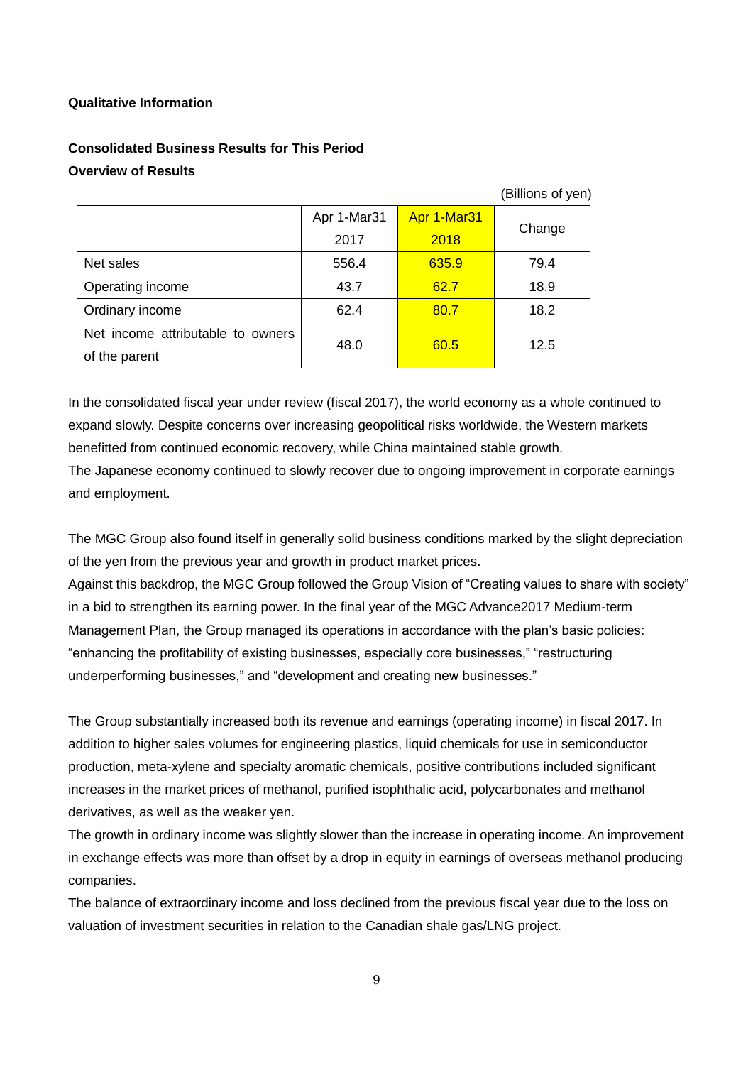**Qualitative Information**

**Consolidated Business Results for This Period**

**Overview of Results**

(Billions of yen)

| | Apr 1-Mar31 2017 | Apr 1-Mar31 2018 | Change |
|---|---|---|---|
| Net sales | 556.4 | 635.9 | 79.4 |
| Operating income | 43.7 | 62.7 | 18.9 |
| Ordinary income | 62.4 | 80.7 | 18.2 |
| Net income attributable to owners of the parent | 48.0 | 60.5 | 12.5 |

In the consolidated fiscal year under review (fiscal 2017), the world economy as a whole continued to expand slowly. Despite concerns over increasing geopolitical risks worldwide, the Western markets benefitted from continued economic recovery, while China maintained stable growth.
The Japanese economy continued to slowly recover due to ongoing improvement in corporate earnings and employment.

The MGC Group also found itself in generally solid business conditions marked by the slight depreciation of the yen from the previous year and growth in product market prices.
Against this backdrop, the MGC Group followed the Group Vision of "Creating values to share with society" in a bid to strengthen its earning power. In the final year of the MGC Advance2017 Medium-term Management Plan, the Group managed its operations in accordance with the plan's basic policies: "enhancing the profitability of existing businesses, especially core businesses," "restructuring underperforming businesses," and "development and creating new businesses."

The Group substantially increased both its revenue and earnings (operating income) in fiscal 2017. In addition to higher sales volumes for engineering plastics, liquid chemicals for use in semiconductor production, meta-xylene and specialty aromatic chemicals, positive contributions included significant increases in the market prices of methanol, purified isophthalic acid, polycarbonates and methanol derivatives, as well as the weaker yen.
The growth in ordinary income was slightly slower than the increase in operating income. An improvement in exchange effects was more than offset by a drop in equity in earnings of overseas methanol producing companies.
The balance of extraordinary income and loss declined from the previous fiscal year due to the loss on valuation of investment securities in relation to the Canadian shale gas/LNG project.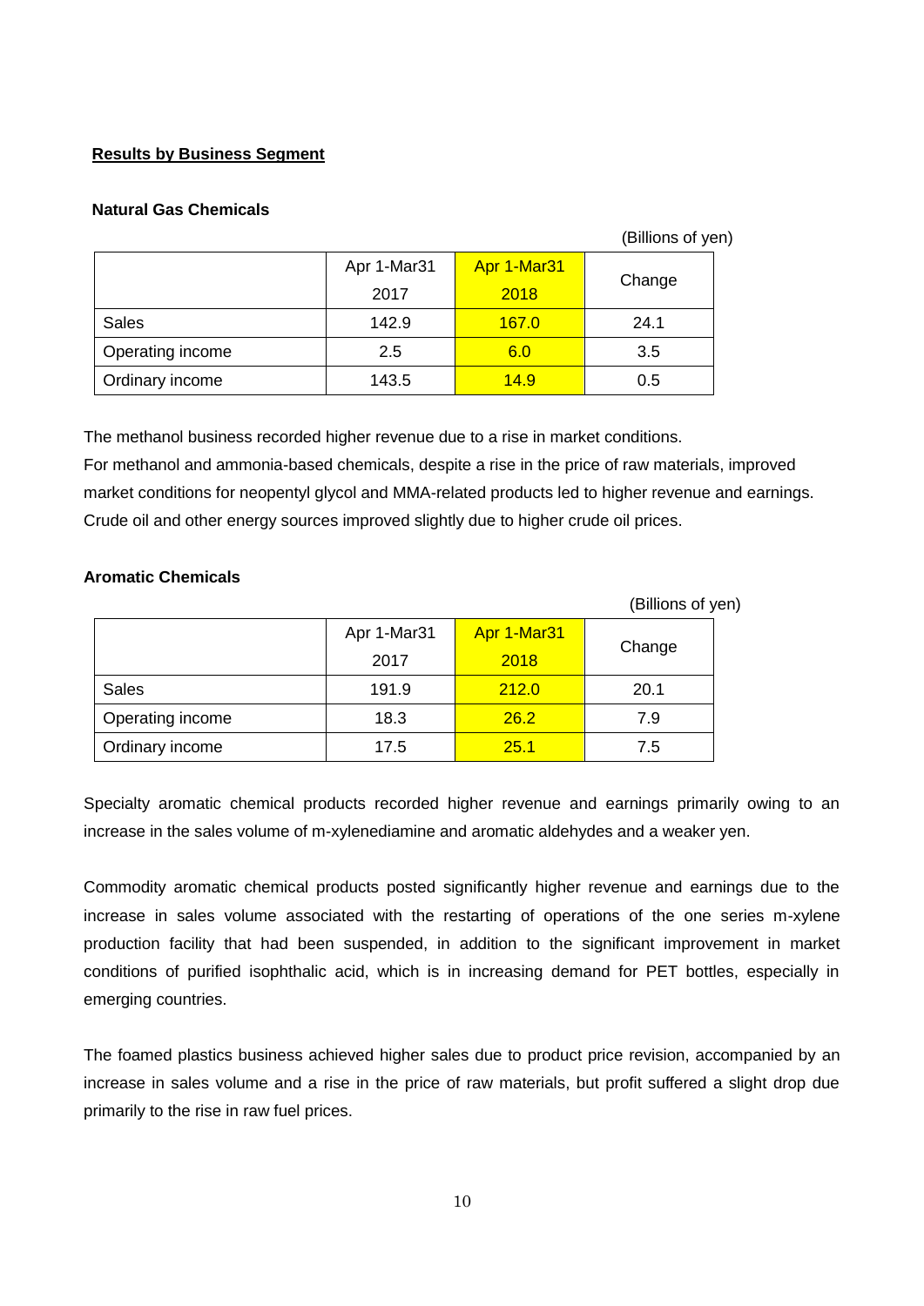## Results by Business Segment

### Natural Gas Chemicals

(Billions of yen)

| | Apr 1-Mar31 2017 | Apr 1-Mar31 2018 | Change |
|---|---|---|---|
| Sales | 142.9 | 167.0 | 24.1 |
| Operating income | 2.5 | 6.0 | 3.5 |
| Ordinary income | 143.5 | 14.9 | 0.5 |

The methanol business recorded higher revenue due to a rise in market conditions.
For methanol and ammonia-based chemicals, despite a rise in the price of raw materials, improved market conditions for neopentyl glycol and MMA-related products led to higher revenue and earnings.
Crude oil and other energy sources improved slightly due to higher crude oil prices.

### Aromatic Chemicals

(Billions of yen)

| | Apr 1-Mar31 2017 | Apr 1-Mar31 2018 | Change |
|---|---|---|---|
| Sales | 191.9 | 212.0 | 20.1 |
| Operating income | 18.3 | 26.2 | 7.9 |
| Ordinary income | 17.5 | 25.1 | 7.5 |

Specialty aromatic chemical products recorded higher revenue and earnings primarily owing to an increase in the sales volume of m-xylenediamine and aromatic aldehydes and a weaker yen.

Commodity aromatic chemical products posted significantly higher revenue and earnings due to the increase in sales volume associated with the restarting of operations of the one series m-xylene production facility that had been suspended, in addition to the significant improvement in market conditions of purified isophthalic acid, which is in increasing demand for PET bottles, especially in emerging countries.

The foamed plastics business achieved higher sales due to product price revision, accompanied by an increase in sales volume and a rise in the price of raw materials, but profit suffered a slight drop due primarily to the rise in raw fuel prices.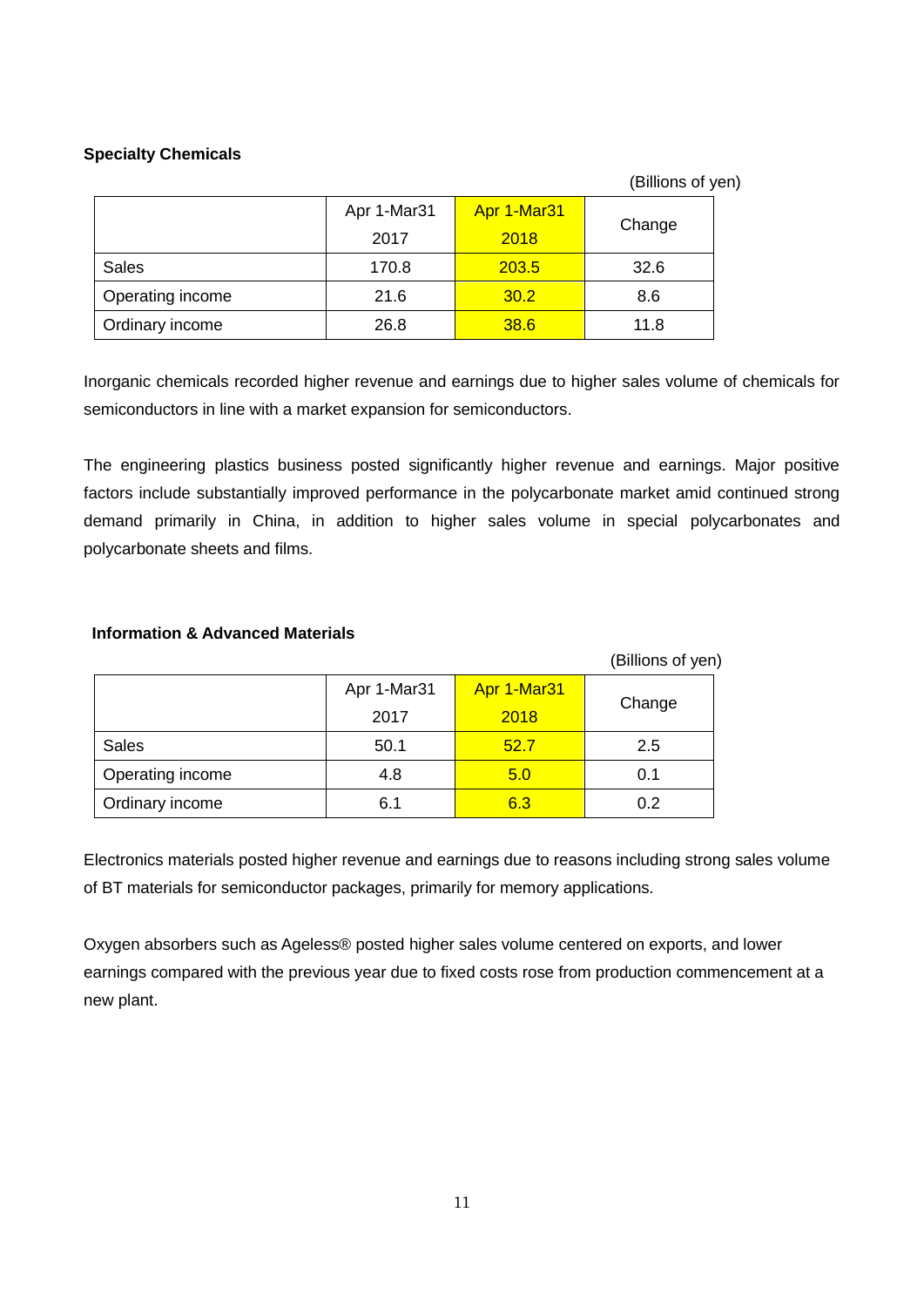**Specialty Chemicals**

(Billions of yen)

| | Apr 1-Mar31 2017 | Apr 1-Mar31 2018 | Change |
|---|---|---|---|
| Sales | 170.8 | 203.5 | 32.6 |
| Operating income | 21.6 | 30.2 | 8.6 |
| Ordinary income | 26.8 | 38.6 | 11.8 |

Inorganic chemicals recorded higher revenue and earnings due to higher sales volume of chemicals for semiconductors in line with a market expansion for semiconductors.

The engineering plastics business posted significantly higher revenue and earnings. Major positive factors include substantially improved performance in the polycarbonate market amid continued strong demand primarily in China, in addition to higher sales volume in special polycarbonates and polycarbonate sheets and films.

**Information & Advanced Materials**

(Billions of yen)

| | Apr 1-Mar31 2017 | Apr 1-Mar31 2018 | Change |
|---|---|---|---|
| Sales | 50.1 | 52.7 | 2.5 |
| Operating income | 4.8 | 5.0 | 0.1 |
| Ordinary income | 6.1 | 6.3 | 0.2 |

Electronics materials posted higher revenue and earnings due to reasons including strong sales volume of BT materials for semiconductor packages, primarily for memory applications.

Oxygen absorbers such as Ageless® posted higher sales volume centered on exports, and lower earnings compared with the previous year due to fixed costs rose from production commencement at a new plant.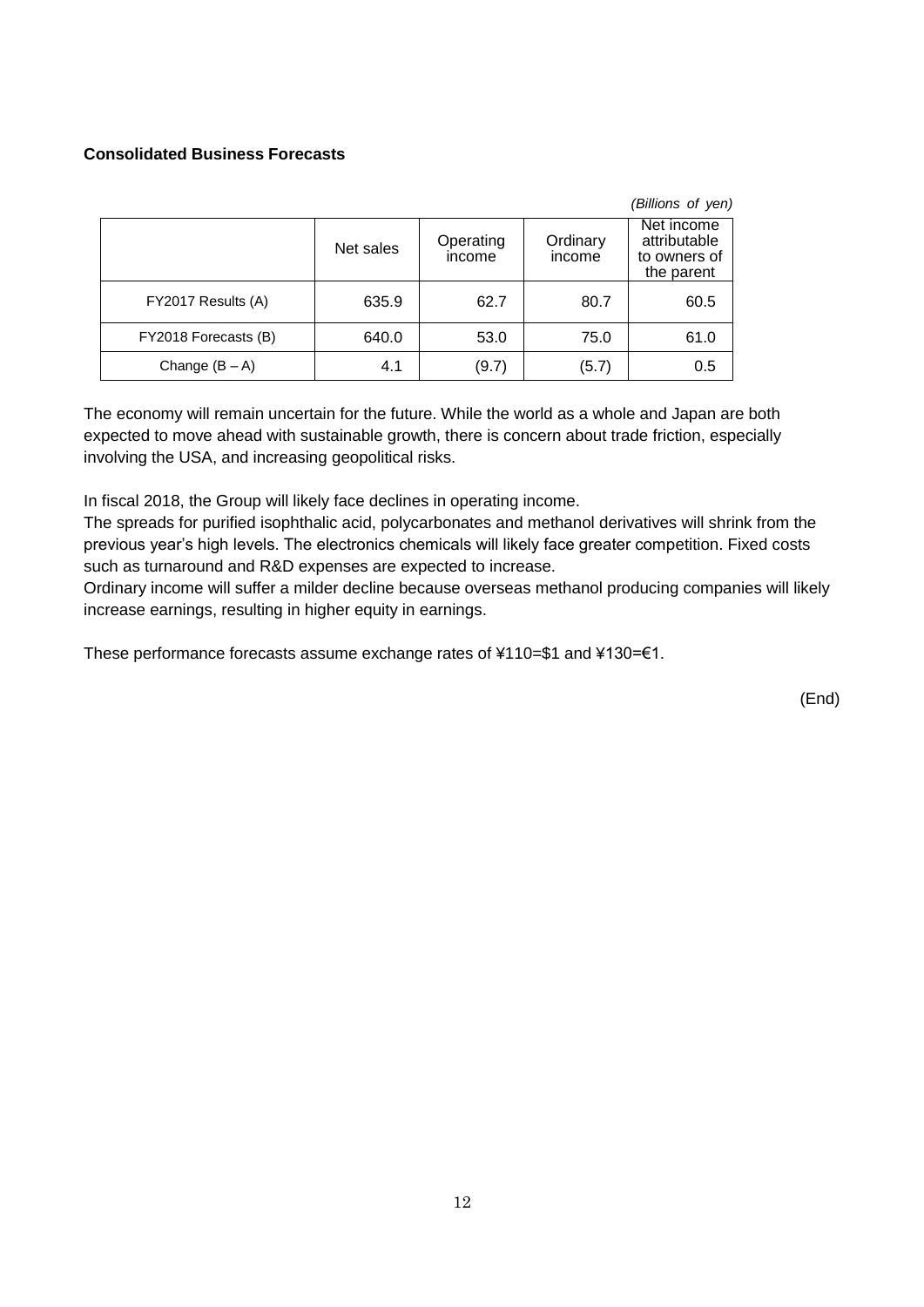**Consolidated Business Forecasts**

*(Billions of yen)*

| | Net sales | Operating income | Ordinary income | Net income attributable to owners of the parent |
|---|---|---|---|---|
| FY2017 Results (A) | 635.9 | 62.7 | 80.7 | 60.5 |
| FY2018 Forecasts (B) | 640.0 | 53.0 | 75.0 | 61.0 |
| Change (B – A) | 4.1 | (9.7) | (5.7) | 0.5 |

The economy will remain uncertain for the future. While the world as a whole and Japan are both expected to move ahead with sustainable growth, there is concern about trade friction, especially involving the USA, and increasing geopolitical risks.

In fiscal 2018, the Group will likely face declines in operating income.
The spreads for purified isophthalic acid, polycarbonates and methanol derivatives will shrink from the previous year's high levels. The electronics chemicals will likely face greater competition. Fixed costs such as turnaround and R&D expenses are expected to increase.
Ordinary income will suffer a milder decline because overseas methanol producing companies will likely increase earnings, resulting in higher equity in earnings.

These performance forecasts assume exchange rates of ¥110=$1 and ¥130=€1.

(End)